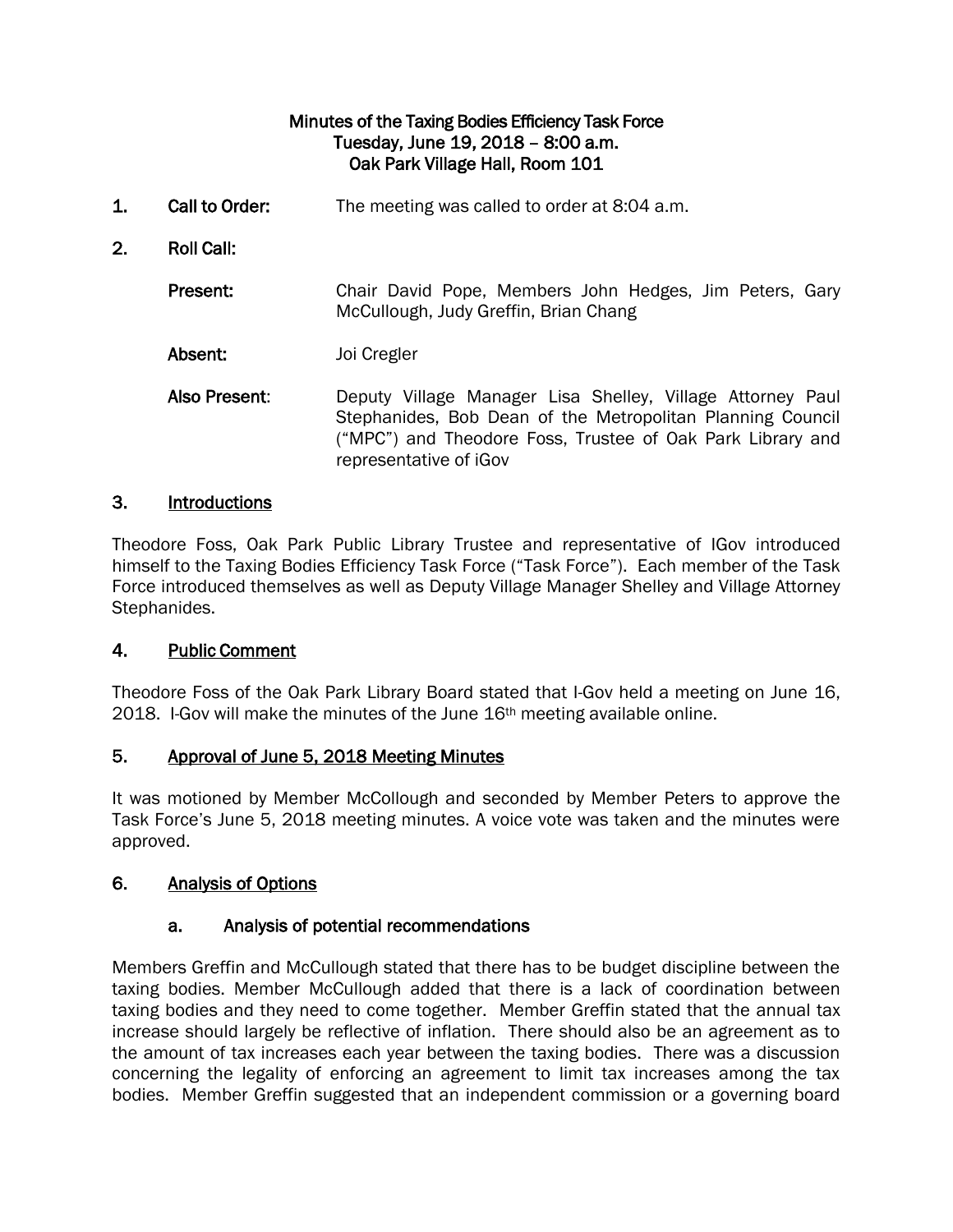**Minutes of the Taxing Bodies Efficiency Task Force**
**Tuesday, June 19, 2018 – 8:00 a.m.**
**Oak Park Village Hall, Room 101**

**1. Call to Order:** The meeting was called to order at 8:04 a.m.

**2. Roll Call:**

**Present:** Chair David Pope, Members John Hedges, Jim Peters, Gary McCullough, Judy Greffin, Brian Chang

**Absent:** Joi Cregler

**Also Present:** Deputy Village Manager Lisa Shelley, Village Attorney Paul Stephanides, Bob Dean of the Metropolitan Planning Council ("MPC") and Theodore Foss, Trustee of Oak Park Library and representative of iGov

## 3. Introductions

Theodore Foss, Oak Park Public Library Trustee and representative of IGov introduced himself to the Taxing Bodies Efficiency Task Force ("Task Force"). Each member of the Task Force introduced themselves as well as Deputy Village Manager Shelley and Village Attorney Stephanides.

## 4. Public Comment

Theodore Foss of the Oak Park Library Board stated that I-Gov held a meeting on June 16, 2018. I-Gov will make the minutes of the June 16th meeting available online.

## 5. Approval of June 5, 2018 Meeting Minutes

It was motioned by Member McCollough and seconded by Member Peters to approve the Task Force's June 5, 2018 meeting minutes. A voice vote was taken and the minutes were approved.

## 6. Analysis of Options

### a. Analysis of potential recommendations

Members Greffin and McCullough stated that there has to be budget discipline between the taxing bodies. Member McCullough added that there is a lack of coordination between taxing bodies and they need to come together. Member Greffin stated that the annual tax increase should largely be reflective of inflation. There should also be an agreement as to the amount of tax increases each year between the taxing bodies. There was a discussion concerning the legality of enforcing an agreement to limit tax increases among the tax bodies. Member Greffin suggested that an independent commission or a governing board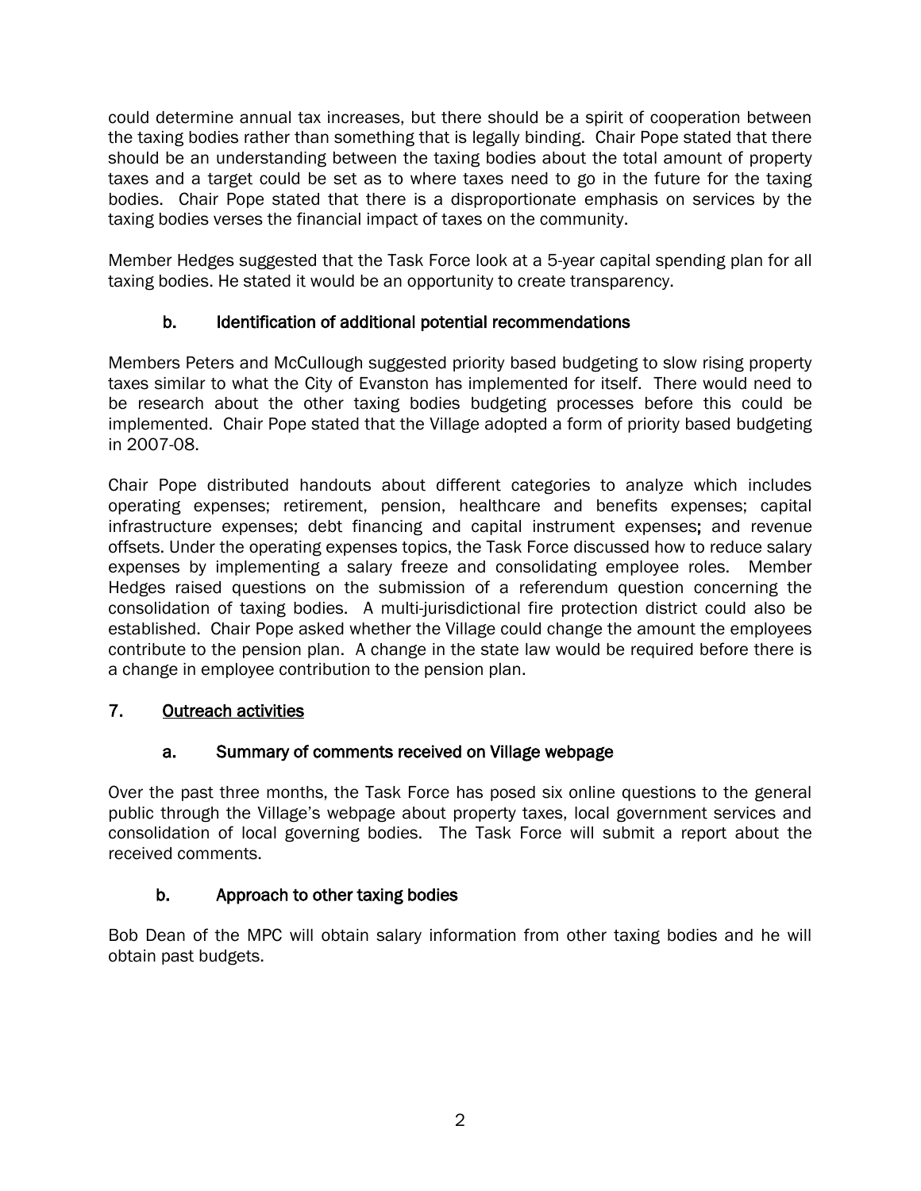could determine annual tax increases, but there should be a spirit of cooperation between the taxing bodies rather than something that is legally binding. Chair Pope stated that there should be an understanding between the taxing bodies about the total amount of property taxes and a target could be set as to where taxes need to go in the future for the taxing bodies. Chair Pope stated that there is a disproportionate emphasis on services by the taxing bodies verses the financial impact of taxes on the community.

Member Hedges suggested that the Task Force look at a 5-year capital spending plan for all taxing bodies. He stated it would be an opportunity to create transparency.

### b. Identification of additional potential recommendations

Members Peters and McCullough suggested priority based budgeting to slow rising property taxes similar to what the City of Evanston has implemented for itself. There would need to be research about the other taxing bodies budgeting processes before this could be implemented. Chair Pope stated that the Village adopted a form of priority based budgeting in 2007-08.

Chair Pope distributed handouts about different categories to analyze which includes operating expenses; retirement, pension, healthcare and benefits expenses; capital infrastructure expenses; debt financing and capital instrument expenses; and revenue offsets. Under the operating expenses topics, the Task Force discussed how to reduce salary expenses by implementing a salary freeze and consolidating employee roles. Member Hedges raised questions on the submission of a referendum question concerning the consolidation of taxing bodies. A multi-jurisdictional fire protection district could also be established. Chair Pope asked whether the Village could change the amount the employees contribute to the pension plan. A change in the state law would be required before there is a change in employee contribution to the pension plan.

## 7. Outreach activities

### a. Summary of comments received on Village webpage

Over the past three months, the Task Force has posed six online questions to the general public through the Village's webpage about property taxes, local government services and consolidation of local governing bodies. The Task Force will submit a report about the received comments.

### b. Approach to other taxing bodies

Bob Dean of the MPC will obtain salary information from other taxing bodies and he will obtain past budgets.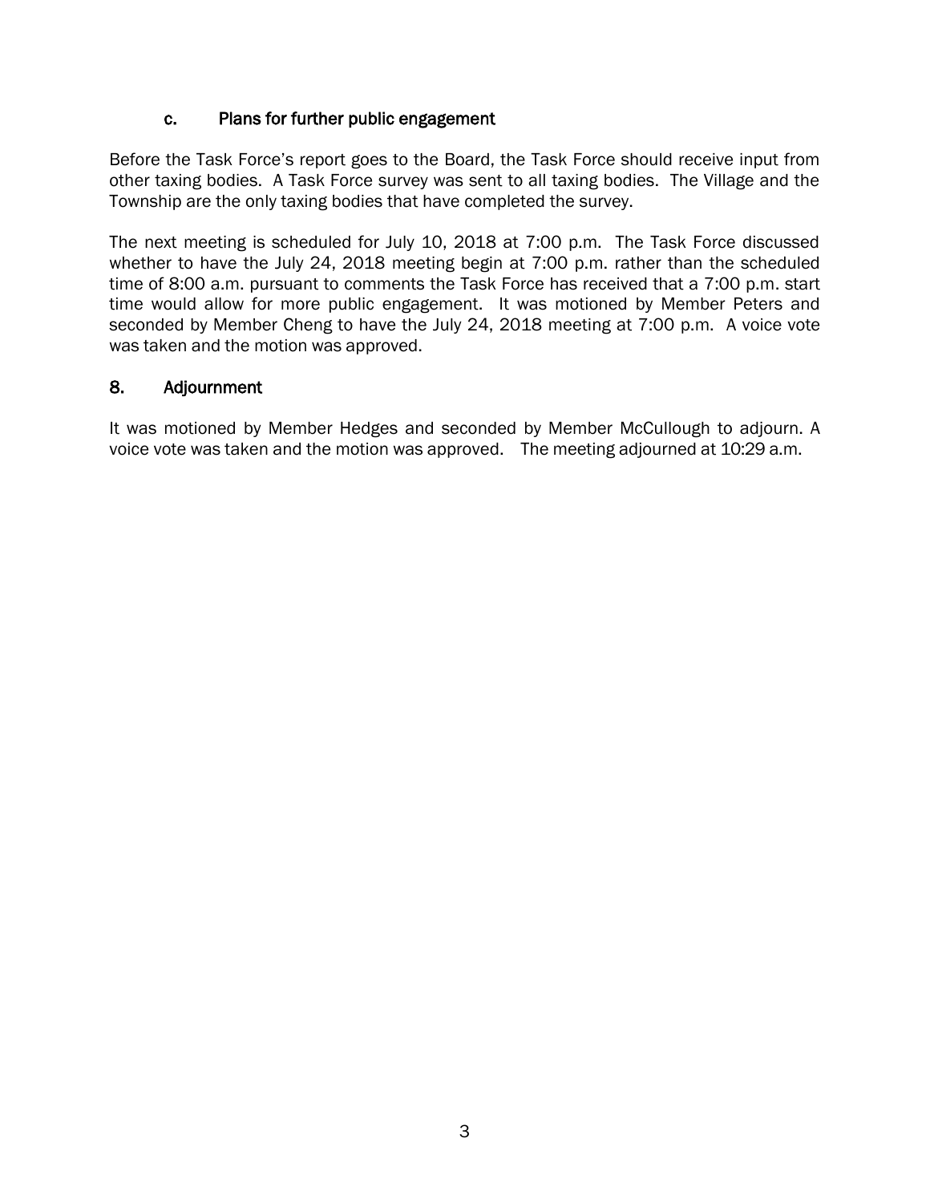### c. Plans for further public engagement

Before the Task Force's report goes to the Board, the Task Force should receive input from other taxing bodies. A Task Force survey was sent to all taxing bodies. The Village and the Township are the only taxing bodies that have completed the survey.

The next meeting is scheduled for July 10, 2018 at 7:00 p.m. The Task Force discussed whether to have the July 24, 2018 meeting begin at 7:00 p.m. rather than the scheduled time of 8:00 a.m. pursuant to comments the Task Force has received that a 7:00 p.m. start time would allow for more public engagement. It was motioned by Member Peters and seconded by Member Cheng to have the July 24, 2018 meeting at 7:00 p.m. A voice vote was taken and the motion was approved.

## 8. Adjournment

It was motioned by Member Hedges and seconded by Member McCullough to adjourn. A voice vote was taken and the motion was approved. The meeting adjourned at 10:29 a.m.